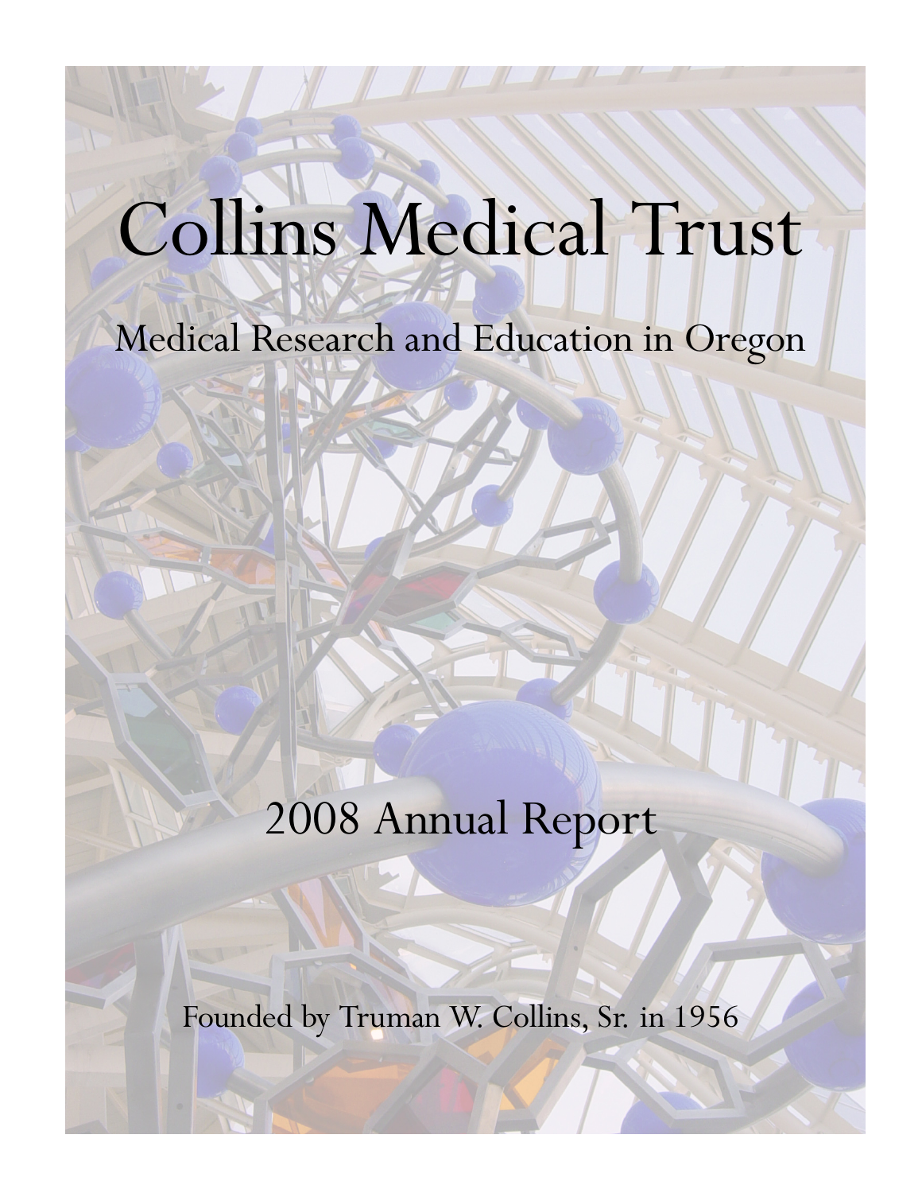# Collins Medical Trust

## Medical Research and Education in Oregon

## 2008 Annual Report

Founded by Truman W. Collins, Sr. in 1956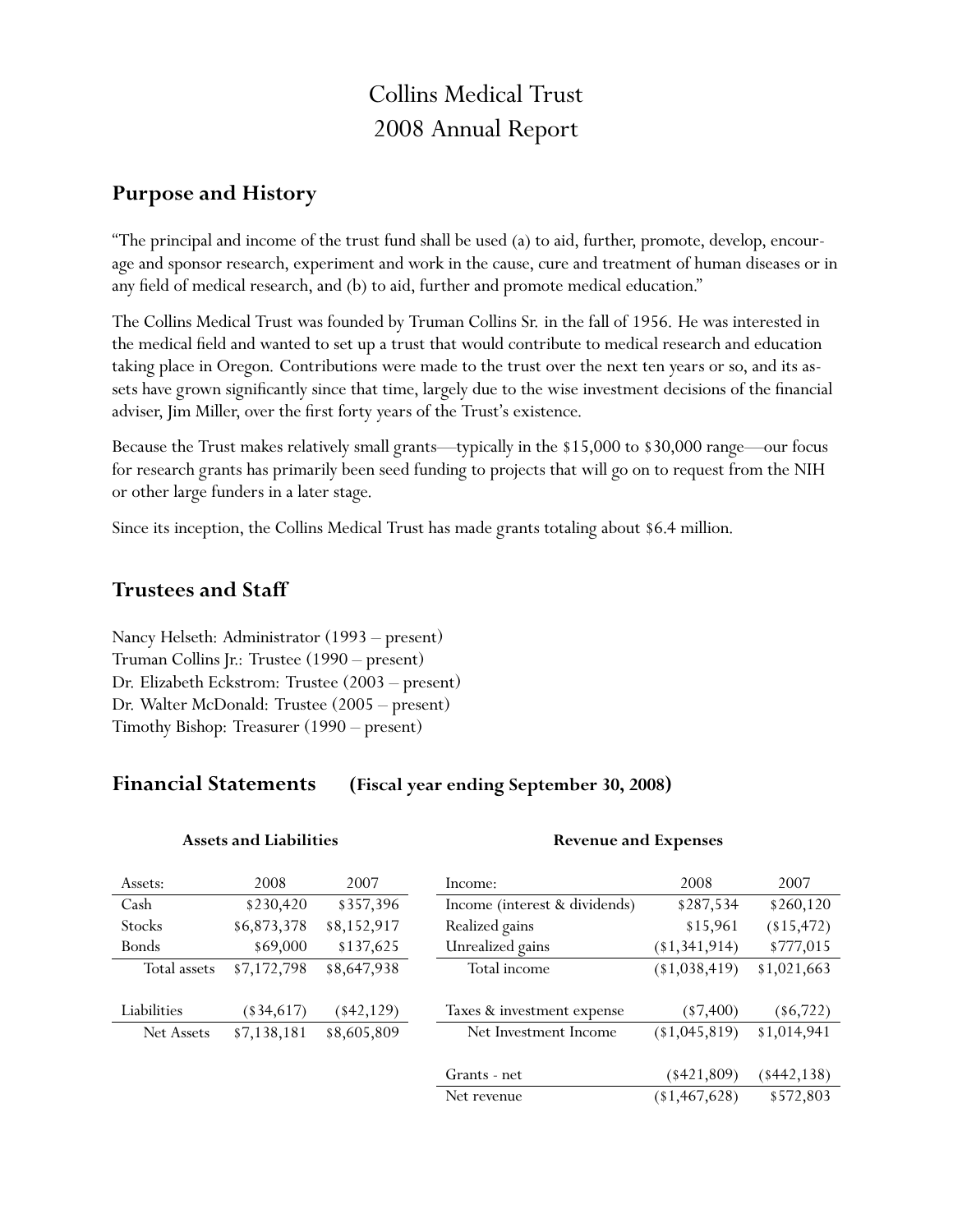# Collins Medical Trust
# 2008 Annual Report

## Purpose and History

"The principal and income of the trust fund shall be used (a) to aid, further, promote, develop, encourage and sponsor research, experiment and work in the cause, cure and treatment of human diseases or in any field of medical research, and (b) to aid, further and promote medical education."

The Collins Medical Trust was founded by Truman Collins Sr. in the fall of 1956. He was interested in the medical field and wanted to set up a trust that would contribute to medical research and education taking place in Oregon. Contributions were made to the trust over the next ten years or so, and its assets have grown significantly since that time, largely due to the wise investment decisions of the financial adviser, Jim Miller, over the first forty years of the Trust's existence.

Because the Trust makes relatively small grants—typically in the $15,000 to $30,000 range—our focus for research grants has primarily been seed funding to projects that will go on to request from the NIH or other large funders in a later stage.

Since its inception, the Collins Medical Trust has made grants totaling about $6.4 million.

## Trustees and Staff

Nancy Helseth: Administrator (1993 – present)
Truman Collins Jr.: Trustee (1990 – present)
Dr. Elizabeth Eckstrom: Trustee (2003 – present)
Dr. Walter McDonald: Trustee (2005 – present)
Timothy Bishop: Treasurer (1990 – present)

## Financial Statements (Fiscal year ending September 30, 2008)

**Assets and Liabilities**

| Assets: | 2008 | 2007 |
|---|---|---|
| Cash | $230,420 | $357,396 |
| Stocks | $6,873,378 | $8,152,917 |
| Bonds | $69,000 | $137,625 |
| Total assets | $7,172,798 | $8,647,938 |
| | | |
| Liabilities | ($34,617) | ($42,129) |
| Net Assets | $7,138,181 | $8,605,809 |

**Revenue and Expenses**

| Income: | 2008 | 2007 |
|---|---|---|
| Income (interest & dividends) | $287,534 | $260,120 |
| Realized gains | $15,961 | ($15,472) |
| Unrealized gains | ($1,341,914) | $777,015 |
| Total income | ($1,038,419) | $1,021,663 |
| | | |
| Taxes & investment expense | ($7,400) | ($6,722) |
| Net Investment Income | ($1,045,819) | $1,014,941 |
| | | |
| Grants - net | ($421,809) | ($442,138) |
| Net revenue | ($1,467,628) | $572,803 |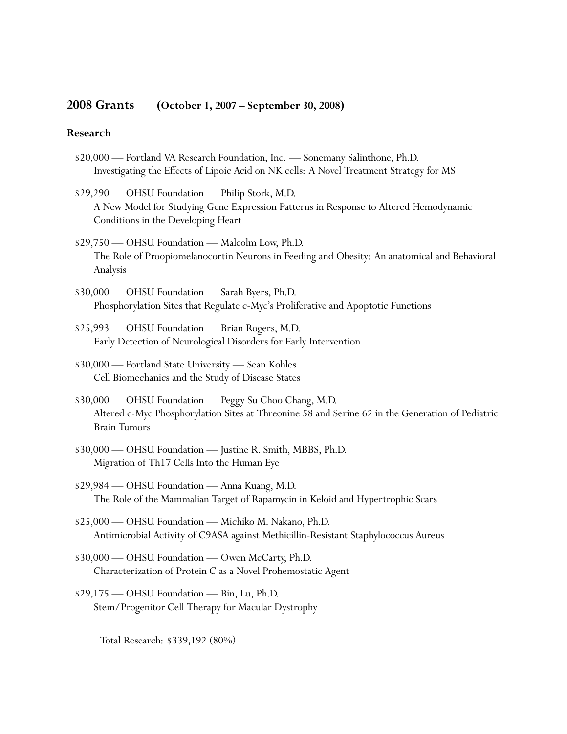## 2008 Grants (October 1, 2007 – September 30, 2008)

### Research

$20,000 — Portland VA Research Foundation, Inc. — Sonemany Salinthone, Ph.D.
Investigating the Effects of Lipoic Acid on NK cells: A Novel Treatment Strategy for MS

$29,290 — OHSU Foundation — Philip Stork, M.D.
A New Model for Studying Gene Expression Patterns in Response to Altered Hemodynamic Conditions in the Developing Heart

$29,750 — OHSU Foundation — Malcolm Low, Ph.D.
The Role of Proopiomelanocortin Neurons in Feeding and Obesity: An anatomical and Behavioral Analysis

$30,000 — OHSU Foundation — Sarah Byers, Ph.D.
Phosphorylation Sites that Regulate c-Myc's Proliferative and Apoptotic Functions

$25,993 — OHSU Foundation — Brian Rogers, M.D.
Early Detection of Neurological Disorders for Early Intervention

$30,000 — Portland State University — Sean Kohles
Cell Biomechanics and the Study of Disease States

$30,000 — OHSU Foundation — Peggy Su Choo Chang, M.D.
Altered c-Myc Phosphorylation Sites at Threonine 58 and Serine 62 in the Generation of Pediatric Brain Tumors

$30,000 — OHSU Foundation — Justine R. Smith, MBBS, Ph.D.
Migration of Th17 Cells Into the Human Eye

$29,984 — OHSU Foundation — Anna Kuang, M.D.
The Role of the Mammalian Target of Rapamycin in Keloid and Hypertrophic Scars

$25,000 — OHSU Foundation — Michiko M. Nakano, Ph.D.
Antimicrobial Activity of C9ASA against Methicillin-Resistant Staphylococcus Aureus

$30,000 — OHSU Foundation — Owen McCarty, Ph.D.
Characterization of Protein C as a Novel Prohemostatic Agent

$29,175 — OHSU Foundation — Bin, Lu, Ph.D.
Stem/Progenitor Cell Therapy for Macular Dystrophy

Total Research: $339,192 (80%)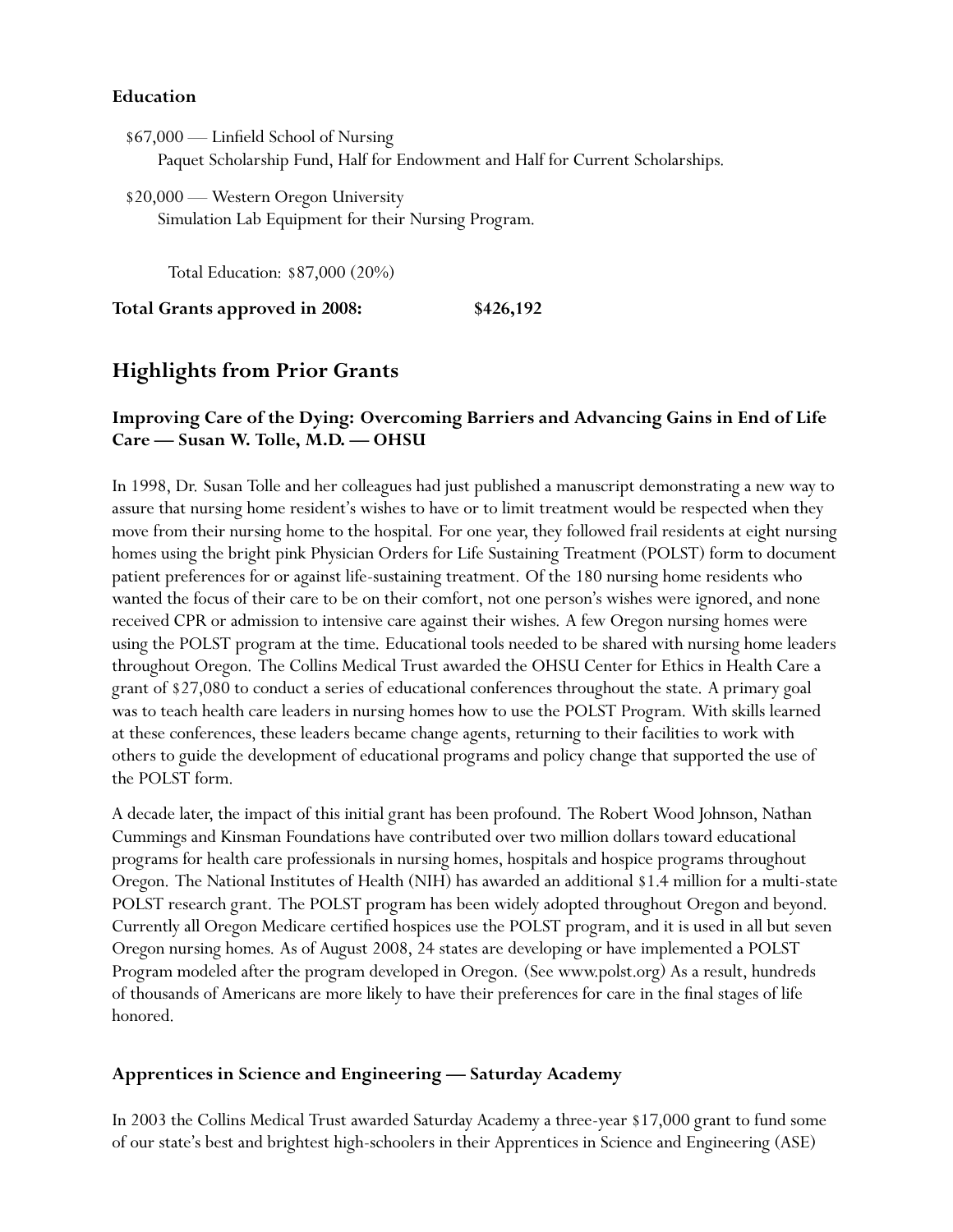**Education**

$67,000 — Linfield School of Nursing
Paquet Scholarship Fund, Half for Endowment and Half for Current Scholarships.

$20,000 — Western Oregon University
Simulation Lab Equipment for their Nursing Program.

Total Education: $87,000 (20%)

**Total Grants approved in 2008: $426,192**

## Highlights from Prior Grants

### Improving Care of the Dying: Overcoming Barriers and Advancing Gains in End of Life Care — Susan W. Tolle, M.D. — OHSU

In 1998, Dr. Susan Tolle and her colleagues had just published a manuscript demonstrating a new way to assure that nursing home resident's wishes to have or to limit treatment would be respected when they move from their nursing home to the hospital. For one year, they followed frail residents at eight nursing homes using the bright pink Physician Orders for Life Sustaining Treatment (POLST) form to document patient preferences for or against life-sustaining treatment. Of the 180 nursing home residents who wanted the focus of their care to be on their comfort, not one person's wishes were ignored, and none received CPR or admission to intensive care against their wishes. A few Oregon nursing homes were using the POLST program at the time. Educational tools needed to be shared with nursing home leaders throughout Oregon. The Collins Medical Trust awarded the OHSU Center for Ethics in Health Care a grant of $27,080 to conduct a series of educational conferences throughout the state. A primary goal was to teach health care leaders in nursing homes how to use the POLST Program. With skills learned at these conferences, these leaders became change agents, returning to their facilities to work with others to guide the development of educational programs and policy change that supported the use of the POLST form.

A decade later, the impact of this initial grant has been profound. The Robert Wood Johnson, Nathan Cummings and Kinsman Foundations have contributed over two million dollars toward educational programs for health care professionals in nursing homes, hospitals and hospice programs throughout Oregon. The National Institutes of Health (NIH) has awarded an additional $1.4 million for a multi-state POLST research grant. The POLST program has been widely adopted throughout Oregon and beyond. Currently all Oregon Medicare certified hospices use the POLST program, and it is used in all but seven Oregon nursing homes. As of August 2008, 24 states are developing or have implemented a POLST Program modeled after the program developed in Oregon. (See www.polst.org) As a result, hundreds of thousands of Americans are more likely to have their preferences for care in the final stages of life honored.

### Apprentices in Science and Engineering — Saturday Academy

In 2003 the Collins Medical Trust awarded Saturday Academy a three-year $17,000 grant to fund some of our state's best and brightest high-schoolers in their Apprentices in Science and Engineering (ASE)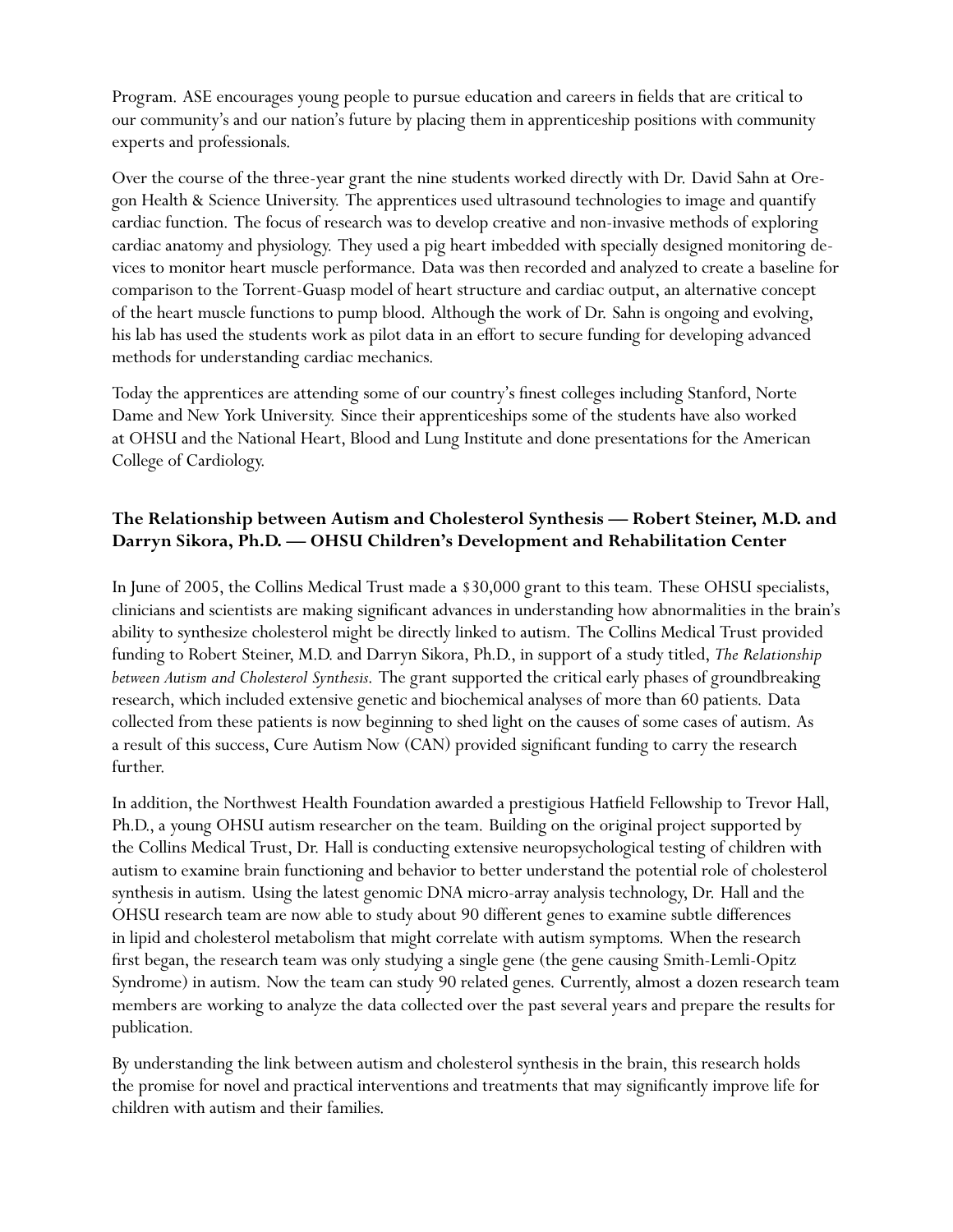Program. ASE encourages young people to pursue education and careers in fields that are critical to our community's and our nation's future by placing them in apprenticeship positions with community experts and professionals.

Over the course of the three-year grant the nine students worked directly with Dr. David Sahn at Oregon Health & Science University. The apprentices used ultrasound technologies to image and quantify cardiac function. The focus of research was to develop creative and non-invasive methods of exploring cardiac anatomy and physiology. They used a pig heart imbedded with specially designed monitoring devices to monitor heart muscle performance. Data was then recorded and analyzed to create a baseline for comparison to the Torrent-Guasp model of heart structure and cardiac output, an alternative concept of the heart muscle functions to pump blood. Although the work of Dr. Sahn is ongoing and evolving, his lab has used the students work as pilot data in an effort to secure funding for developing advanced methods for understanding cardiac mechanics.

Today the apprentices are attending some of our country's finest colleges including Stanford, Norte Dame and New York University. Since their apprenticeships some of the students have also worked at OHSU and the National Heart, Blood and Lung Institute and done presentations for the American College of Cardiology.

### The Relationship between Autism and Cholesterol Synthesis — Robert Steiner, M.D. and Darryn Sikora, Ph.D. — OHSU Children's Development and Rehabilitation Center

In June of 2005, the Collins Medical Trust made a $30,000 grant to this team. These OHSU specialists, clinicians and scientists are making significant advances in understanding how abnormalities in the brain's ability to synthesize cholesterol might be directly linked to autism. The Collins Medical Trust provided funding to Robert Steiner, M.D. and Darryn Sikora, Ph.D., in support of a study titled, *The Relationship between Autism and Cholesterol Synthesis*. The grant supported the critical early phases of groundbreaking research, which included extensive genetic and biochemical analyses of more than 60 patients. Data collected from these patients is now beginning to shed light on the causes of some cases of autism. As a result of this success, Cure Autism Now (CAN) provided significant funding to carry the research further.

In addition, the Northwest Health Foundation awarded a prestigious Hatfield Fellowship to Trevor Hall, Ph.D., a young OHSU autism researcher on the team. Building on the original project supported by the Collins Medical Trust, Dr. Hall is conducting extensive neuropsychological testing of children with autism to examine brain functioning and behavior to better understand the potential role of cholesterol synthesis in autism. Using the latest genomic DNA micro-array analysis technology, Dr. Hall and the OHSU research team are now able to study about 90 different genes to examine subtle differences in lipid and cholesterol metabolism that might correlate with autism symptoms. When the research first began, the research team was only studying a single gene (the gene causing Smith-Lemli-Opitz Syndrome) in autism. Now the team can study 90 related genes. Currently, almost a dozen research team members are working to analyze the data collected over the past several years and prepare the results for publication.

By understanding the link between autism and cholesterol synthesis in the brain, this research holds the promise for novel and practical interventions and treatments that may significantly improve life for children with autism and their families.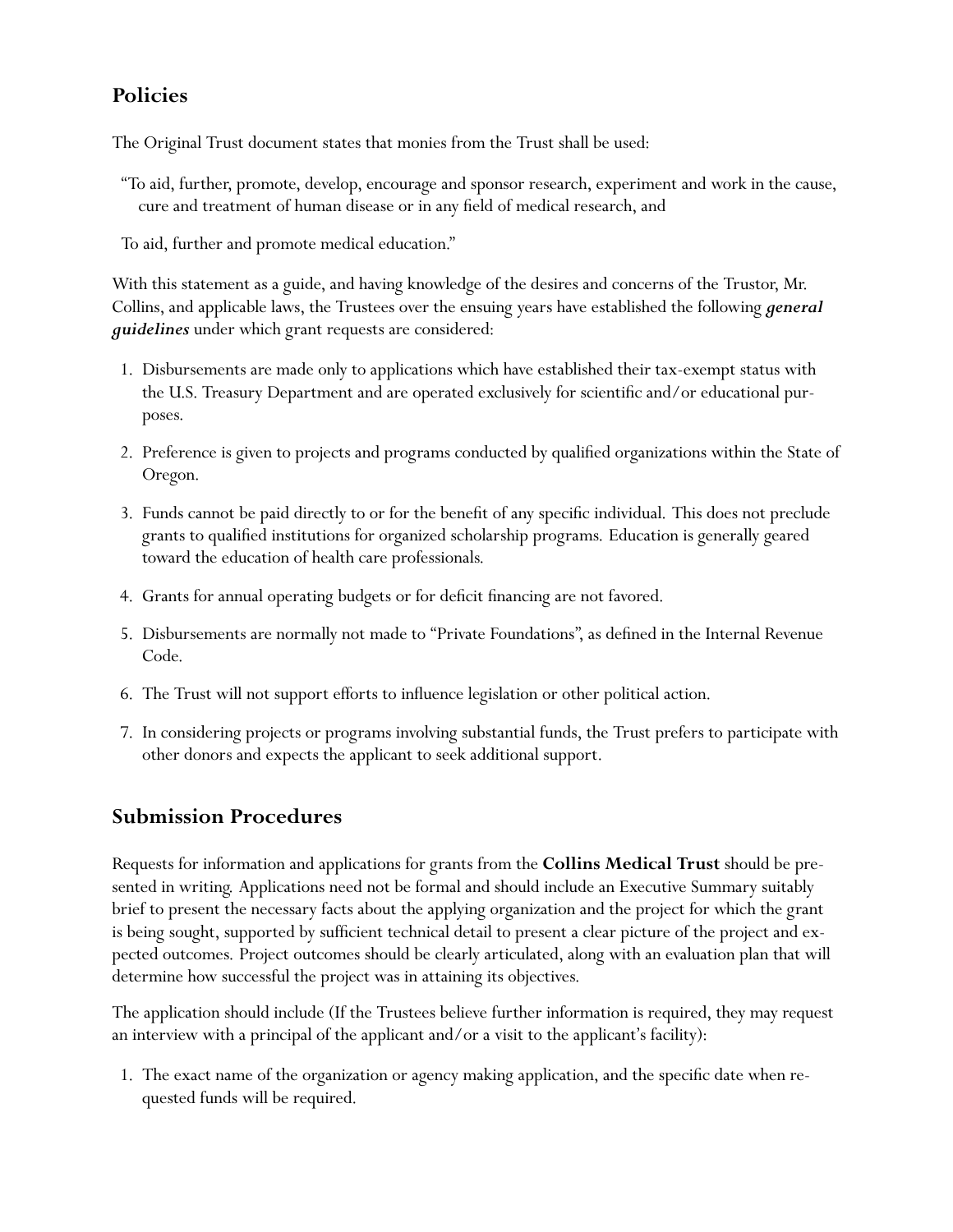## Policies

The Original Trust document states that monies from the Trust shall be used:

"To aid, further, promote, develop, encourage and sponsor research, experiment and work in the cause, cure and treatment of human disease or in any field of medical research, and

To aid, further and promote medical education."

With this statement as a guide, and having knowledge of the desires and concerns of the Trustor, Mr. Collins, and applicable laws, the Trustees over the ensuing years have established the following ***general guidelines*** under which grant requests are considered:

1. Disbursements are made only to applications which have established their tax-exempt status with the U.S. Treasury Department and are operated exclusively for scientific and/or educational purposes.
2. Preference is given to projects and programs conducted by qualified organizations within the State of Oregon.
3. Funds cannot be paid directly to or for the benefit of any specific individual. This does not preclude grants to qualified institutions for organized scholarship programs. Education is generally geared toward the education of health care professionals.
4. Grants for annual operating budgets or for deficit financing are not favored.
5. Disbursements are normally not made to "Private Foundations", as defined in the Internal Revenue Code.
6. The Trust will not support efforts to influence legislation or other political action.
7. In considering projects or programs involving substantial funds, the Trust prefers to participate with other donors and expects the applicant to seek additional support.

## Submission Procedures

Requests for information and applications for grants from the **Collins Medical Trust** should be presented in writing. Applications need not be formal and should include an Executive Summary suitably brief to present the necessary facts about the applying organization and the project for which the grant is being sought, supported by sufficient technical detail to present a clear picture of the project and expected outcomes. Project outcomes should be clearly articulated, along with an evaluation plan that will determine how successful the project was in attaining its objectives.

The application should include (If the Trustees believe further information is required, they may request an interview with a principal of the applicant and/or a visit to the applicant's facility):

1. The exact name of the organization or agency making application, and the specific date when requested funds will be required.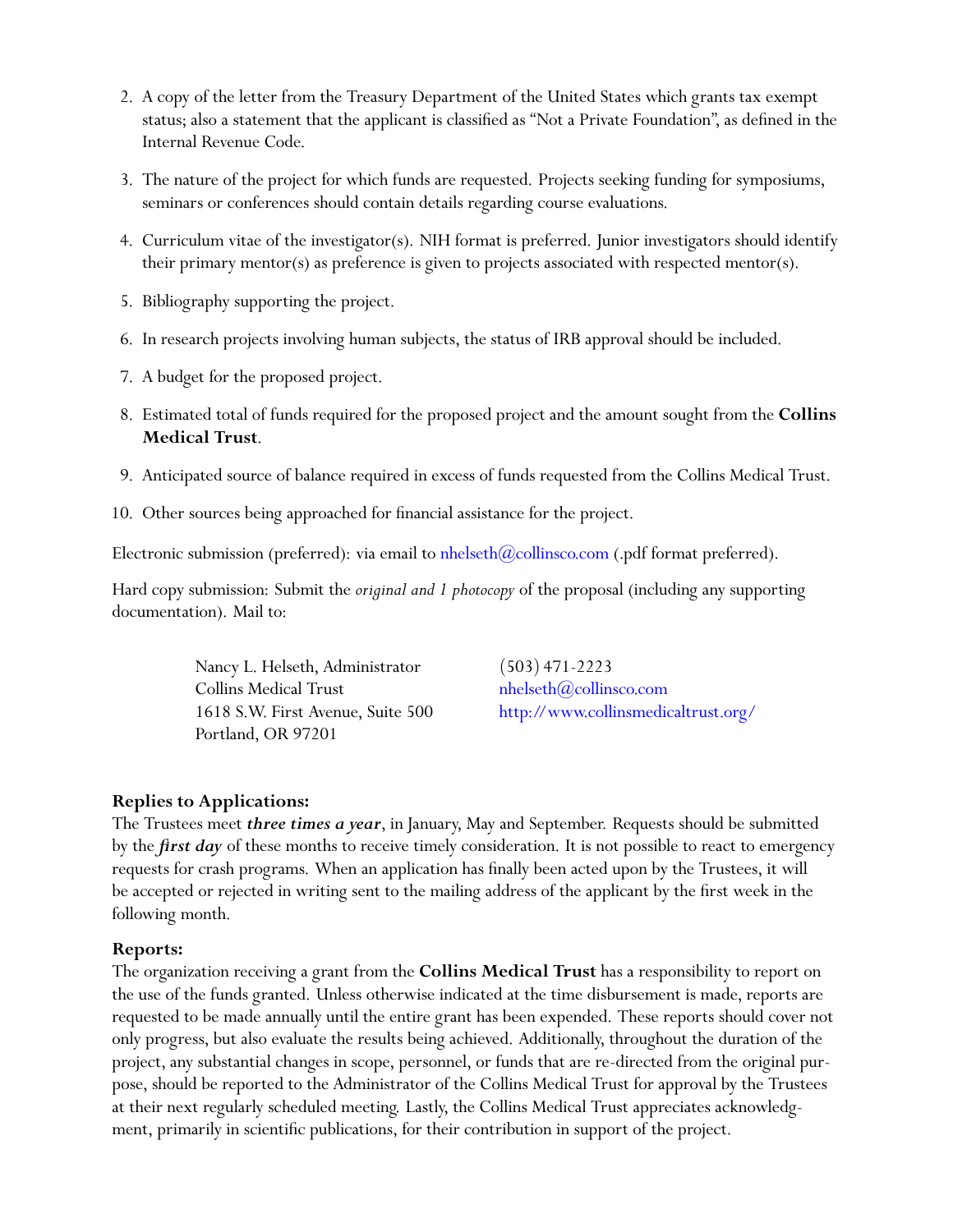2. A copy of the letter from the Treasury Department of the United States which grants tax exempt status; also a statement that the applicant is classified as "Not a Private Foundation", as defined in the Internal Revenue Code.
3. The nature of the project for which funds are requested. Projects seeking funding for symposiums, seminars or conferences should contain details regarding course evaluations.
4. Curriculum vitae of the investigator(s). NIH format is preferred. Junior investigators should identify their primary mentor(s) as preference is given to projects associated with respected mentor(s).
5. Bibliography supporting the project.
6. In research projects involving human subjects, the status of IRB approval should be included.
7. A budget for the proposed project.
8. Estimated total of funds required for the proposed project and the amount sought from the **Collins Medical Trust**.
9. Anticipated source of balance required in excess of funds requested from the Collins Medical Trust.
10. Other sources being approached for financial assistance for the project.

Electronic submission (preferred): via email to nhelseth@collinsco.com (.pdf format preferred).

Hard copy submission: Submit the *original and 1 photocopy* of the proposal (including any supporting documentation). Mail to:

Nancy L. Helseth, Administrator
Collins Medical Trust
1618 S.W. First Avenue, Suite 500
Portland, OR 97201

(503) 471-2223
nhelseth@collinsco.com
http://www.collinsmedicaltrust.org/

**Replies to Applications:**
The Trustees meet ***three times a year***, in January, May and September. Requests should be submitted by the ***first day*** of these months to receive timely consideration. It is not possible to react to emergency requests for crash programs. When an application has finally been acted upon by the Trustees, it will be accepted or rejected in writing sent to the mailing address of the applicant by the first week in the following month.

**Reports:**
The organization receiving a grant from the **Collins Medical Trust** has a responsibility to report on the use of the funds granted. Unless otherwise indicated at the time disbursement is made, reports are requested to be made annually until the entire grant has been expended. These reports should cover not only progress, but also evaluate the results being achieved. Additionally, throughout the duration of the project, any substantial changes in scope, personnel, or funds that are re-directed from the original purpose, should be reported to the Administrator of the Collins Medical Trust for approval by the Trustees at their next regularly scheduled meeting. Lastly, the Collins Medical Trust appreciates acknowledgment, primarily in scientific publications, for their contribution in support of the project.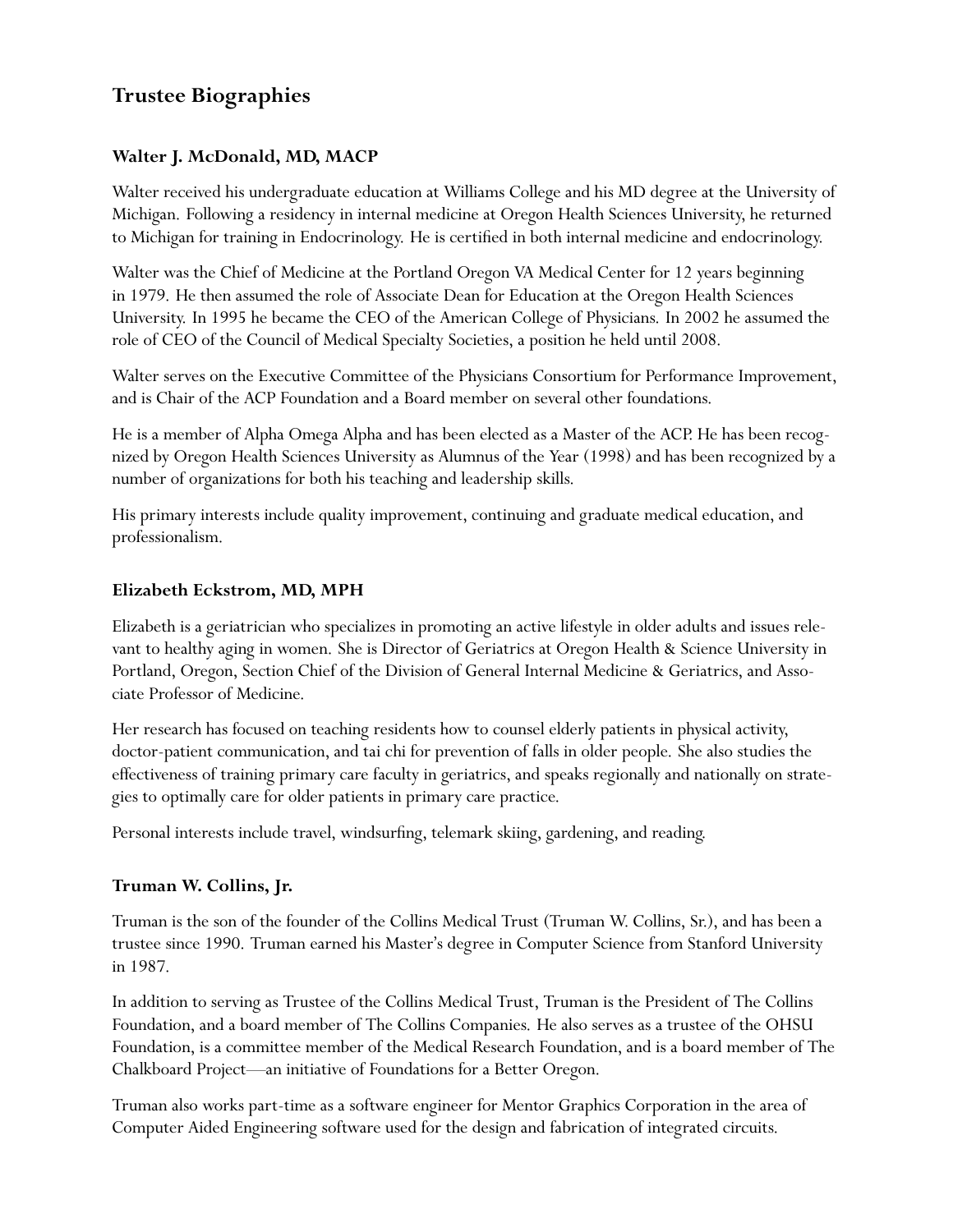# Trustee Biographies

### Walter J. McDonald, MD, MACP

Walter received his undergraduate education at Williams College and his MD degree at the University of Michigan. Following a residency in internal medicine at Oregon Health Sciences University, he returned to Michigan for training in Endocrinology. He is certified in both internal medicine and endocrinology.

Walter was the Chief of Medicine at the Portland Oregon VA Medical Center for 12 years beginning in 1979. He then assumed the role of Associate Dean for Education at the Oregon Health Sciences University. In 1995 he became the CEO of the American College of Physicians. In 2002 he assumed the role of CEO of the Council of Medical Specialty Societies, a position he held until 2008.

Walter serves on the Executive Committee of the Physicians Consortium for Performance Improvement, and is Chair of the ACP Foundation and a Board member on several other foundations.

He is a member of Alpha Omega Alpha and has been elected as a Master of the ACP. He has been recognized by Oregon Health Sciences University as Alumnus of the Year (1998) and has been recognized by a number of organizations for both his teaching and leadership skills.

His primary interests include quality improvement, continuing and graduate medical education, and professionalism.

### Elizabeth Eckstrom, MD, MPH

Elizabeth is a geriatrician who specializes in promoting an active lifestyle in older adults and issues relevant to healthy aging in women. She is Director of Geriatrics at Oregon Health & Science University in Portland, Oregon, Section Chief of the Division of General Internal Medicine & Geriatrics, and Associate Professor of Medicine.

Her research has focused on teaching residents how to counsel elderly patients in physical activity, doctor-patient communication, and tai chi for prevention of falls in older people. She also studies the effectiveness of training primary care faculty in geriatrics, and speaks regionally and nationally on strategies to optimally care for older patients in primary care practice.

Personal interests include travel, windsurfing, telemark skiing, gardening, and reading.

### Truman W. Collins, Jr.

Truman is the son of the founder of the Collins Medical Trust (Truman W. Collins, Sr.), and has been a trustee since 1990. Truman earned his Master's degree in Computer Science from Stanford University in 1987.

In addition to serving as Trustee of the Collins Medical Trust, Truman is the President of The Collins Foundation, and a board member of The Collins Companies. He also serves as a trustee of the OHSU Foundation, is a committee member of the Medical Research Foundation, and is a board member of The Chalkboard Project—an initiative of Foundations for a Better Oregon.

Truman also works part-time as a software engineer for Mentor Graphics Corporation in the area of Computer Aided Engineering software used for the design and fabrication of integrated circuits.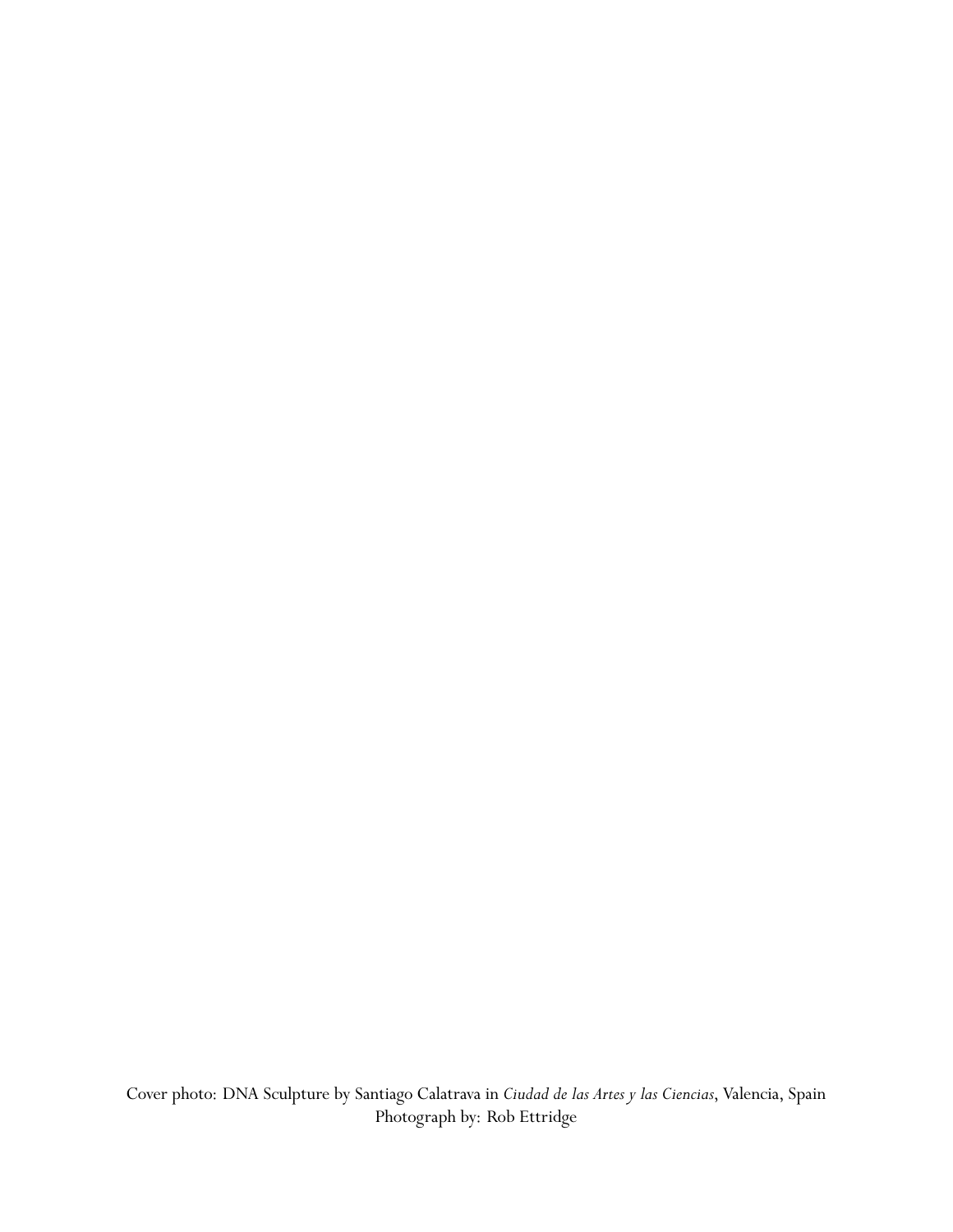Cover photo: DNA Sculpture by Santiago Calatrava in *Ciudad de las Artes y las Ciencias*, Valencia, Spain
Photograph by: Rob Ettridge